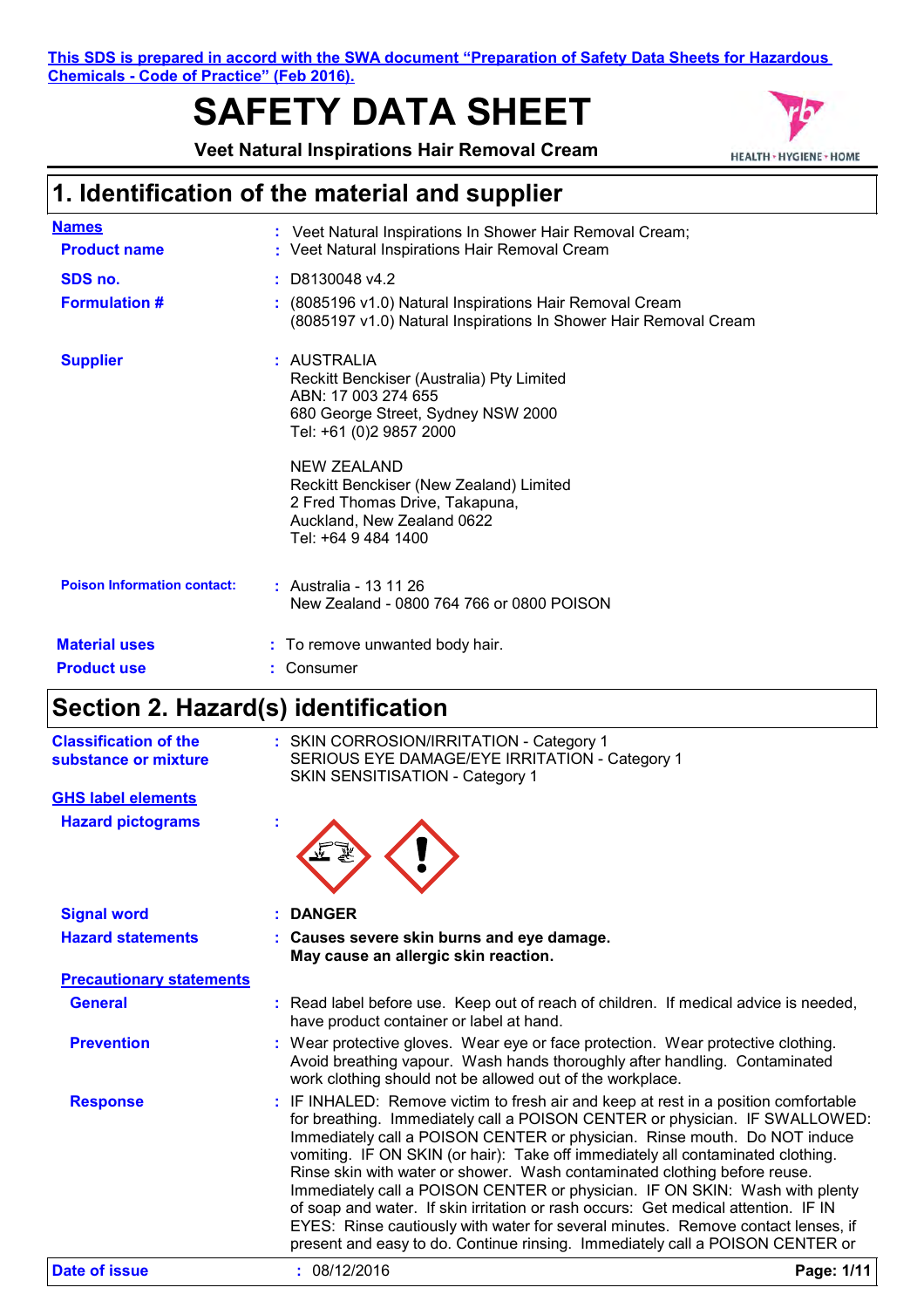This SDS is prepared in accord with the SWA document "Preparation of Safety Data Sheets for Hazardous Chemicals - Code of Practice" (Feb 2016).

# SAFETY DATA SHEET

**Veet Natural Inspirations Hair Removal Cream**

## 1. Identification of the material and supplier

**Names** : Veet Natural Inspirations In Shower Hair Removal Cream;

**Product name** : Veet Natural Inspirations Hair Removal Cream

**SDS no.** : D8130048 v4.2

**Formulation #** : (8085196 v1.0) Natural Inspirations Hair Removal Cream
(8085197 v1.0) Natural Inspirations In Shower Hair Removal Cream

**Supplier** : AUSTRALIA
Reckitt Benckiser (Australia) Pty Limited
ABN: 17 003 274 655
680 George Street, Sydney NSW 2000
Tel: +61 (0)2 9857 2000

NEW ZEALAND
Reckitt Benckiser (New Zealand) Limited
2 Fred Thomas Drive, Takapuna,
Auckland, New Zealand 0622
Tel: +64 9 484 1400

**Poison Information contact:** : Australia - 13 11 26
New Zealand - 0800 764 766 or 0800 POISON

**Material uses** : To remove unwanted body hair.

**Product use** : Consumer

## Section 2. Hazard(s) identification

**Classification of the substance or mixture** : SKIN CORROSION/IRRITATION - Category 1
SERIOUS EYE DAMAGE/EYE IRRITATION - Category 1
SKIN SENSITISATION - Category 1

**GHS label elements**

**Hazard pictograms** :

**Signal word** : **DANGER**

**Hazard statements** : **Causes severe skin burns and eye damage.**
**May cause an allergic skin reaction.**

**Precautionary statements**

**General** : Read label before use. Keep out of reach of children. If medical advice is needed, have product container or label at hand.

**Prevention** : Wear protective gloves. Wear eye or face protection. Wear protective clothing. Avoid breathing vapour. Wash hands thoroughly after handling. Contaminated work clothing should not be allowed out of the workplace.

**Response** : IF INHALED: Remove victim to fresh air and keep at rest in a position comfortable for breathing. Immediately call a POISON CENTER or physician. IF SWALLOWED: Immediately call a POISON CENTER or physician. Rinse mouth. Do NOT induce vomiting. IF ON SKIN (or hair): Take off immediately all contaminated clothing. Rinse skin with water or shower. Wash contaminated clothing before reuse. Immediately call a POISON CENTER or physician. IF ON SKIN: Wash with plenty of soap and water. If skin irritation or rash occurs: Get medical attention. IF IN EYES: Rinse cautiously with water for several minutes. Remove contact lenses, if present and easy to do. Continue rinsing. Immediately call a POISON CENTER or

**Date of issue** : 08/12/2016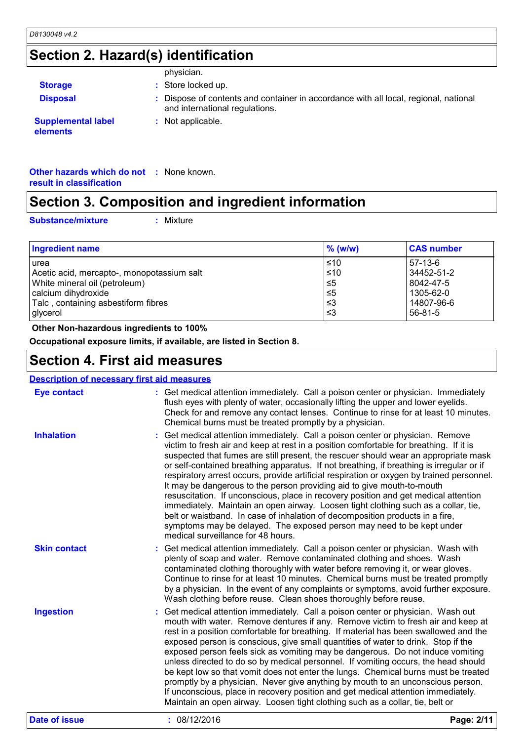## Section 2. Hazard(s) identification

physician.

**Storage** : Store locked up.

**Disposal** : Dispose of contents and container in accordance with all local, regional, national and international regulations.

**Supplemental label elements** : Not applicable.

**Other hazards which do not result in classification** : None known.

## Section 3. Composition and ingredient information

**Substance/mixture** : Mixture

| Ingredient name | % (w/w) | CAS number |
|---|---|---|
| urea | ≤10 | 57-13-6 |
| Acetic acid, mercapto-, monopotassium salt | ≤10 | 34452-51-2 |
| White mineral oil (petroleum) | ≤5 | 8042-47-5 |
| calcium dihydroxide | ≤5 | 1305-62-0 |
| Talc , containing asbestiform fibres | ≤3 | 14807-96-6 |
| glycerol | ≤3 | 56-81-5 |

**Other Non-hazardous ingredients to 100%**

**Occupational exposure limits, if available, are listed in Section 8.**

## Section 4. First aid measures

**Description of necessary first aid measures**

**Eye contact** : Get medical attention immediately. Call a poison center or physician. Immediately flush eyes with plenty of water, occasionally lifting the upper and lower eyelids. Check for and remove any contact lenses. Continue to rinse for at least 10 minutes. Chemical burns must be treated promptly by a physician.

**Inhalation** : Get medical attention immediately. Call a poison center or physician. Remove victim to fresh air and keep at rest in a position comfortable for breathing. If it is suspected that fumes are still present, the rescuer should wear an appropriate mask or self-contained breathing apparatus. If not breathing, if breathing is irregular or if respiratory arrest occurs, provide artificial respiration or oxygen by trained personnel. It may be dangerous to the person providing aid to give mouth-to-mouth resuscitation. If unconscious, place in recovery position and get medical attention immediately. Maintain an open airway. Loosen tight clothing such as a collar, tie, belt or waistband. In case of inhalation of decomposition products in a fire, symptoms may be delayed. The exposed person may need to be kept under medical surveillance for 48 hours.

**Skin contact** : Get medical attention immediately. Call a poison center or physician. Wash with plenty of soap and water. Remove contaminated clothing and shoes. Wash contaminated clothing thoroughly with water before removing it, or wear gloves. Continue to rinse for at least 10 minutes. Chemical burns must be treated promptly by a physician. In the event of any complaints or symptoms, avoid further exposure. Wash clothing before reuse. Clean shoes thoroughly before reuse.

**Ingestion** : Get medical attention immediately. Call a poison center or physician. Wash out mouth with water. Remove dentures if any. Remove victim to fresh air and keep at rest in a position comfortable for breathing. If material has been swallowed and the exposed person is conscious, give small quantities of water to drink. Stop if the exposed person feels sick as vomiting may be dangerous. Do not induce vomiting unless directed to do so by medical personnel. If vomiting occurs, the head should be kept low so that vomit does not enter the lungs. Chemical burns must be treated promptly by a physician. Never give anything by mouth to an unconscious person. If unconscious, place in recovery position and get medical attention immediately. Maintain an open airway. Loosen tight clothing such as a collar, tie, belt or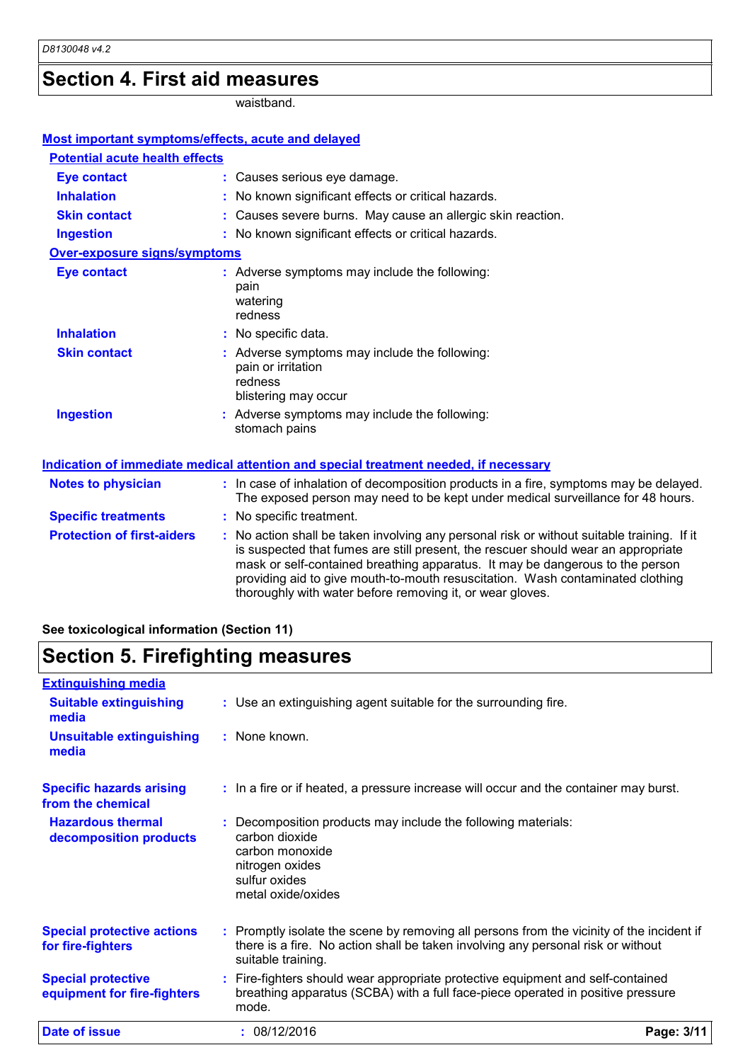## Section 4. First aid measures

waistband.

### Most important symptoms/effects, acute and delayed

#### Potential acute health effects

| | |
|---|---|
| **Eye contact** | : Causes serious eye damage. |
| **Inhalation** | : No known significant effects or critical hazards. |
| **Skin contact** | : Causes severe burns. May cause an allergic skin reaction. |
| **Ingestion** | : No known significant effects or critical hazards. |

#### Over-exposure signs/symptoms

| | |
|---|---|
| **Eye contact** | : Adverse symptoms may include the following: pain watering redness |
| **Inhalation** | : No specific data. |
| **Skin contact** | : Adverse symptoms may include the following: pain or irritation redness blistering may occur |
| **Ingestion** | : Adverse symptoms may include the following: stomach pains |

### Indication of immediate medical attention and special treatment needed, if necessary

| | |
|---|---|
| **Notes to physician** | : In case of inhalation of decomposition products in a fire, symptoms may be delayed. The exposed person may need to be kept under medical surveillance for 48 hours. |
| **Specific treatments** | : No specific treatment. |
| **Protection of first-aiders** | : No action shall be taken involving any personal risk or without suitable training. If it is suspected that fumes are still present, the rescuer should wear an appropriate mask or self-contained breathing apparatus. It may be dangerous to the person providing aid to give mouth-to-mouth resuscitation. Wash contaminated clothing thoroughly with water before removing it, or wear gloves. |

**See toxicological information (Section 11)**

## Section 5. Firefighting measures

### Extinguishing media

| | |
|---|---|
| **Suitable extinguishing media** | : Use an extinguishing agent suitable for the surrounding fire. |
| **Unsuitable extinguishing media** | : None known. |

| | |
|---|---|
| **Specific hazards arising from the chemical** | : In a fire or if heated, a pressure increase will occur and the container may burst. |
| **Hazardous thermal decomposition products** | : Decomposition products may include the following materials: carbon dioxide carbon monoxide nitrogen oxides sulfur oxides metal oxide/oxides |
| **Special protective actions for fire-fighters** | : Promptly isolate the scene by removing all persons from the vicinity of the incident if there is a fire. No action shall be taken involving any personal risk or without suitable training. |
| **Special protective equipment for fire-fighters** | : Fire-fighters should wear appropriate protective equipment and self-contained breathing apparatus (SCBA) with a full face-piece operated in positive pressure mode. |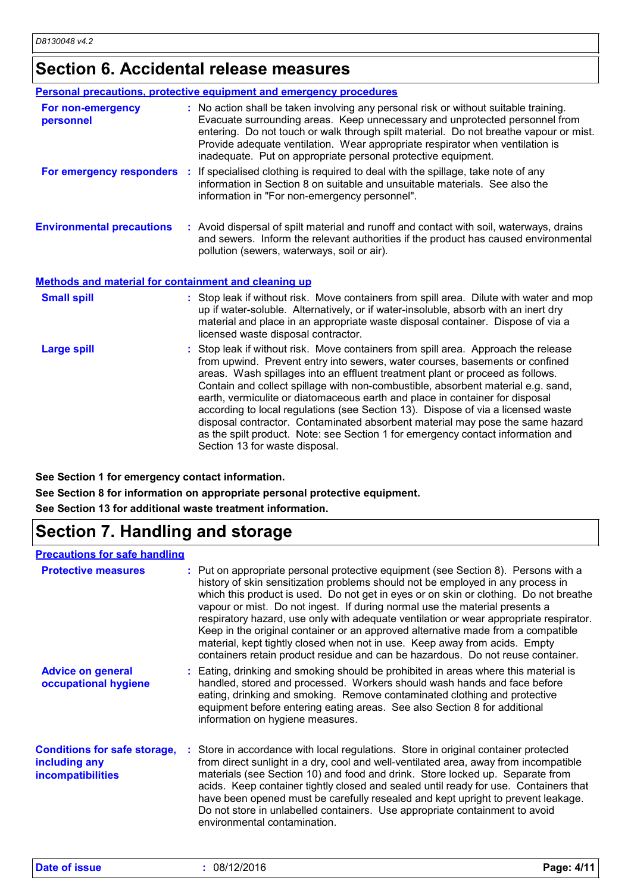## Section 6. Accidental release measures

### Personal precautions, protective equipment and emergency procedures

**For non-emergency personnel** : No action shall be taken involving any personal risk or without suitable training. Evacuate surrounding areas. Keep unnecessary and unprotected personnel from entering. Do not touch or walk through spilt material. Do not breathe vapour or mist. Provide adequate ventilation. Wear appropriate respirator when ventilation is inadequate. Put on appropriate personal protective equipment.

**For emergency responders** : If specialised clothing is required to deal with the spillage, take note of any information in Section 8 on suitable and unsuitable materials. See also the information in "For non-emergency personnel".

**Environmental precautions** : Avoid dispersal of spilt material and runoff and contact with soil, waterways, drains and sewers. Inform the relevant authorities if the product has caused environmental pollution (sewers, waterways, soil or air).

### Methods and material for containment and cleaning up

**Small spill** : Stop leak if without risk. Move containers from spill area. Dilute with water and mop up if water-soluble. Alternatively, or if water-insoluble, absorb with an inert dry material and place in an appropriate waste disposal container. Dispose of via a licensed waste disposal contractor.

**Large spill** : Stop leak if without risk. Move containers from spill area. Approach the release from upwind. Prevent entry into sewers, water courses, basements or confined areas. Wash spillages into an effluent treatment plant or proceed as follows. Contain and collect spillage with non-combustible, absorbent material e.g. sand, earth, vermiculite or diatomaceous earth and place in container for disposal according to local regulations (see Section 13). Dispose of via a licensed waste disposal contractor. Contaminated absorbent material may pose the same hazard as the spilt product. Note: see Section 1 for emergency contact information and Section 13 for waste disposal.

**See Section 1 for emergency contact information.**

**See Section 8 for information on appropriate personal protective equipment.**

**See Section 13 for additional waste treatment information.**

## Section 7. Handling and storage

### Precautions for safe handling

**Protective measures** : Put on appropriate personal protective equipment (see Section 8). Persons with a history of skin sensitization problems should not be employed in any process in which this product is used. Do not get in eyes or on skin or clothing. Do not breathe vapour or mist. Do not ingest. If during normal use the material presents a respiratory hazard, use only with adequate ventilation or wear appropriate respirator. Keep in the original container or an approved alternative made from a compatible material, kept tightly closed when not in use. Keep away from acids. Empty containers retain product residue and can be hazardous. Do not reuse container.

**Advice on general occupational hygiene** : Eating, drinking and smoking should be prohibited in areas where this material is handled, stored and processed. Workers should wash hands and face before eating, drinking and smoking. Remove contaminated clothing and protective equipment before entering eating areas. See also Section 8 for additional information on hygiene measures.

**Conditions for safe storage, including any incompatibilities** : Store in accordance with local regulations. Store in original container protected from direct sunlight in a dry, cool and well-ventilated area, away from incompatible materials (see Section 10) and food and drink. Store locked up. Separate from acids. Keep container tightly closed and sealed until ready for use. Containers that have been opened must be carefully resealed and kept upright to prevent leakage. Do not store in unlabelled containers. Use appropriate containment to avoid environmental contamination.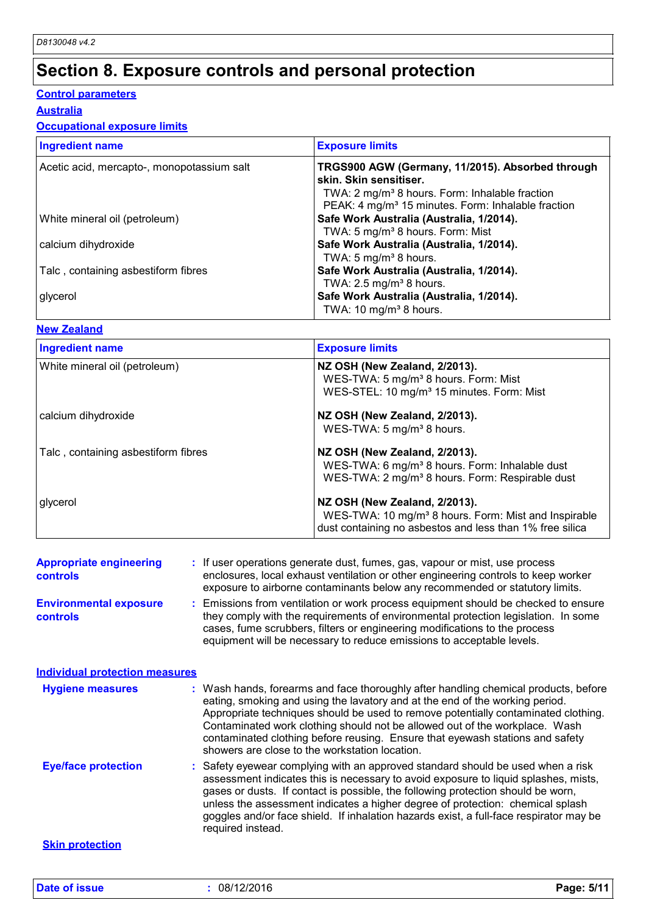# Section 8. Exposure controls and personal protection

## Control parameters

### Australia

#### Occupational exposure limits

| Ingredient name | Exposure limits |
|---|---|
| Acetic acid, mercapto-, monopotassium salt | **TRGS900 AGW (Germany, 11/2015). Absorbed through skin. Skin sensitiser.**<br>TWA: 2 mg/m³ 8 hours. Form: Inhalable fraction<br>PEAK: 4 mg/m³ 15 minutes. Form: Inhalable fraction |
| White mineral oil (petroleum) | **Safe Work Australia (Australia, 1/2014).**<br>TWA: 5 mg/m³ 8 hours. Form: Mist |
| calcium dihydroxide | **Safe Work Australia (Australia, 1/2014).**<br>TWA: 5 mg/m³ 8 hours. |
| Talc , containing asbestiform fibres | **Safe Work Australia (Australia, 1/2014).**<br>TWA: 2.5 mg/m³ 8 hours. |
| glycerol | **Safe Work Australia (Australia, 1/2014).**<br>TWA: 10 mg/m³ 8 hours. |

### New Zealand

| Ingredient name | Exposure limits |
|---|---|
| White mineral oil (petroleum) | **NZ OSH (New Zealand, 2/2013).**<br>WES-TWA: 5 mg/m³ 8 hours. Form: Mist<br>WES-STEL: 10 mg/m³ 15 minutes. Form: Mist |
| calcium dihydroxide | **NZ OSH (New Zealand, 2/2013).**<br>WES-TWA: 5 mg/m³ 8 hours. |
| Talc , containing asbestiform fibres | **NZ OSH (New Zealand, 2/2013).**<br>WES-TWA: 6 mg/m³ 8 hours. Form: Inhalable dust<br>WES-TWA: 2 mg/m³ 8 hours. Form: Respirable dust |
| glycerol | **NZ OSH (New Zealand, 2/2013).**<br>WES-TWA: 10 mg/m³ 8 hours. Form: Mist and Inspirable dust containing no asbestos and less than 1% free silica |

**Appropriate engineering controls** : If user operations generate dust, fumes, gas, vapour or mist, use process enclosures, local exhaust ventilation or other engineering controls to keep worker exposure to airborne contaminants below any recommended or statutory limits.

**Environmental exposure controls** : Emissions from ventilation or work process equipment should be checked to ensure they comply with the requirements of environmental protection legislation. In some cases, fume scrubbers, filters or engineering modifications to the process equipment will be necessary to reduce emissions to acceptable levels.

## Individual protection measures

**Hygiene measures** : Wash hands, forearms and face thoroughly after handling chemical products, before eating, smoking and using the lavatory and at the end of the working period. Appropriate techniques should be used to remove potentially contaminated clothing. Contaminated work clothing should not be allowed out of the workplace. Wash contaminated clothing before reusing. Ensure that eyewash stations and safety showers are close to the workstation location.

**Eye/face protection** : Safety eyewear complying with an approved standard should be used when a risk assessment indicates this is necessary to avoid exposure to liquid splashes, mists, gases or dusts. If contact is possible, the following protection should be worn, unless the assessment indicates a higher degree of protection: chemical splash goggles and/or face shield. If inhalation hazards exist, a full-face respirator may be required instead.

### Skin protection

**Date of issue** : 08/12/2016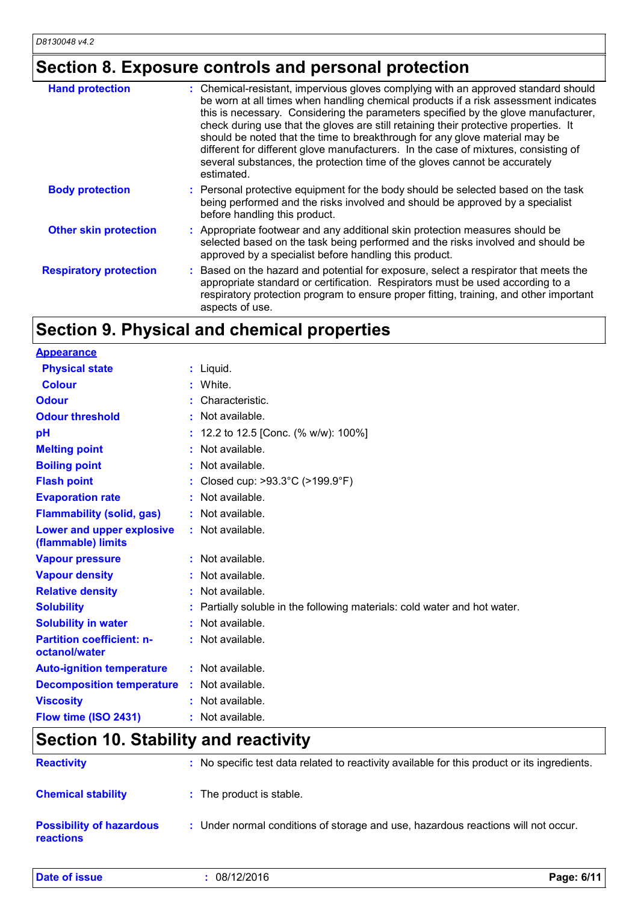## Section 8. Exposure controls and personal protection

| | | |
|---|---|---|
| **Hand protection** | : | Chemical-resistant, impervious gloves complying with an approved standard should be worn at all times when handling chemical products if a risk assessment indicates this is necessary. Considering the parameters specified by the glove manufacturer, check during use that the gloves are still retaining their protective properties. It should be noted that the time to breakthrough for any glove material may be different for different glove manufacturers. In the case of mixtures, consisting of several substances, the protection time of the gloves cannot be accurately estimated. |
| **Body protection** | : | Personal protective equipment for the body should be selected based on the task being performed and the risks involved and should be approved by a specialist before handling this product. |
| **Other skin protection** | : | Appropriate footwear and any additional skin protection measures should be selected based on the task being performed and the risks involved and should be approved by a specialist before handling this product. |
| **Respiratory protection** | : | Based on the hazard and potential for exposure, select a respirator that meets the appropriate standard or certification. Respirators must be used according to a respiratory protection program to ensure proper fitting, training, and other important aspects of use. |

## Section 9. Physical and chemical properties

**Appearance**

| | | |
|---|---|---|
| **Physical state** | : | Liquid. |
| **Colour** | : | White. |
| **Odour** | : | Characteristic. |
| **Odour threshold** | : | Not available. |
| **pH** | : | 12.2 to 12.5 [Conc. (% w/w): 100%] |
| **Melting point** | : | Not available. |
| **Boiling point** | : | Not available. |
| **Flash point** | : | Closed cup: >93.3°C (>199.9°F) |
| **Evaporation rate** | : | Not available. |
| **Flammability (solid, gas)** | : | Not available. |
| **Lower and upper explosive (flammable) limits** | : | Not available. |
| **Vapour pressure** | : | Not available. |
| **Vapour density** | : | Not available. |
| **Relative density** | : | Not available. |
| **Solubility** | : | Partially soluble in the following materials: cold water and hot water. |
| **Solubility in water** | : | Not available. |
| **Partition coefficient: n-octanol/water** | : | Not available. |
| **Auto-ignition temperature** | : | Not available. |
| **Decomposition temperature** | : | Not available. |
| **Viscosity** | : | Not available. |
| **Flow time (ISO 2431)** | : | Not available. |

## Section 10. Stability and reactivity

| | | |
|---|---|---|
| **Reactivity** | : | No specific test data related to reactivity available for this product or its ingredients. |
| **Chemical stability** | : | The product is stable. |
| **Possibility of hazardous reactions** | : | Under normal conditions of storage and use, hazardous reactions will not occur. |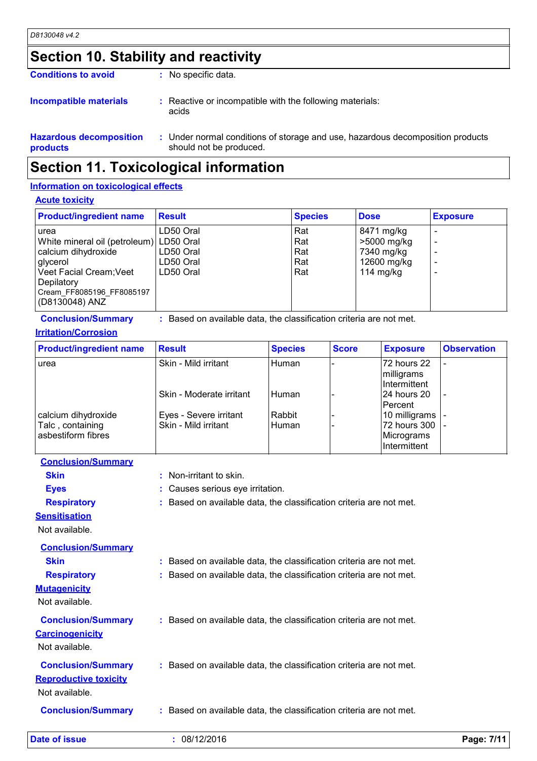## Section 10. Stability and reactivity

**Conditions to avoid** : No specific data.

**Incompatible materials** : Reactive or incompatible with the following materials: acids

**Hazardous decomposition products** : Under normal conditions of storage and use, hazardous decomposition products should not be produced.

## Section 11. Toxicological information

### Information on toxicological effects

#### Acute toxicity

| Product/ingredient name | Result | Species | Dose | Exposure |
|---|---|---|---|---|
| urea | LD50 Oral | Rat | 8471 mg/kg | - |
| White mineral oil (petroleum) | LD50 Oral | Rat | >5000 mg/kg | - |
| calcium dihydroxide | LD50 Oral | Rat | 7340 mg/kg | - |
| glycerol | LD50 Oral | Rat | 12600 mg/kg | - |
| Veet Facial Cream;Veet Depilatory Cream_FF8085196_FF8085197 (D8130048) ANZ | LD50 Oral | Rat | 114 mg/kg | - |

**Conclusion/Summary** : Based on available data, the classification criteria are not met.

#### Irritation/Corrosion

| Product/ingredient name | Result | Species | Score | Exposure | Observation |
|---|---|---|---|---|---|
| urea | Skin - Mild irritant | Human | - | 72 hours 22 milligrams Intermittent | - |
| | Skin - Moderate irritant | Human | - | 24 hours 20 Percent | - |
| calcium dihydroxide | Eyes - Severe irritant | Rabbit | - | 10 milligrams | - |
| Talc , containing asbestiform fibres | Skin - Mild irritant | Human | - | 72 hours 300 Micrograms Intermittent | - |

**Conclusion/Summary**

**Skin** : Non-irritant to skin.

**Eyes** : Causes serious eye irritation.

**Respiratory** : Based on available data, the classification criteria are not met.

#### Sensitisation

Not available.

**Conclusion/Summary**

**Skin** : Based on available data, the classification criteria are not met.

**Respiratory** : Based on available data, the classification criteria are not met.

#### Mutagenicity

Not available.

**Conclusion/Summary** : Based on available data, the classification criteria are not met.

#### Carcinogenicity

Not available.

**Conclusion/Summary** : Based on available data, the classification criteria are not met.

#### Reproductive toxicity

Not available.

**Conclusion/Summary** : Based on available data, the classification criteria are not met.

**Date of issue** : 08/12/2016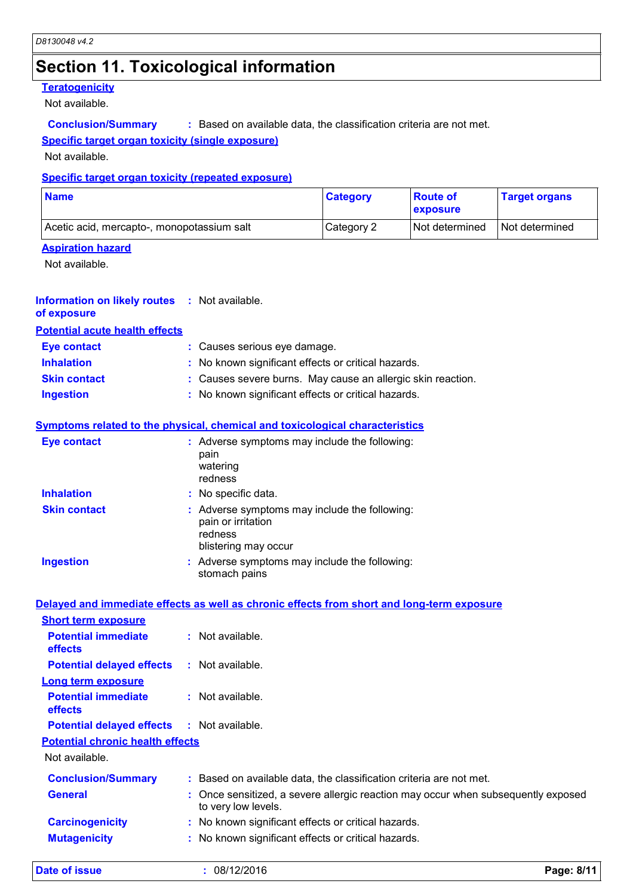# Section 11. Toxicological information

### Teratogenicity

Not available.

**Conclusion/Summary** : Based on available data, the classification criteria are not met.

### Specific target organ toxicity (single exposure)

Not available.

### Specific target organ toxicity (repeated exposure)

| Name | Category | Route of exposure | Target organs |
| --- | --- | --- | --- |
| Acetic acid, mercapto-, monopotassium salt | Category 2 | Not determined | Not determined |

### Aspiration hazard

Not available.

**Information on likely routes of exposure** : Not available.

### Potential acute health effects

**Eye contact** : Causes serious eye damage.

**Inhalation** : No known significant effects or critical hazards.

**Skin contact** : Causes severe burns. May cause an allergic skin reaction.

**Ingestion** : No known significant effects or critical hazards.

### Symptoms related to the physical, chemical and toxicological characteristics

**Eye contact** : Adverse symptoms may include the following:
pain
watering
redness

**Inhalation** : No specific data.

**Skin contact** : Adverse symptoms may include the following:
pain or irritation
redness
blistering may occur

**Ingestion** : Adverse symptoms may include the following:
stomach pains

### Delayed and immediate effects as well as chronic effects from short and long-term exposure

#### Short term exposure

**Potential immediate effects** : Not available.

**Potential delayed effects** : Not available.

#### Long term exposure

**Potential immediate effects** : Not available.

**Potential delayed effects** : Not available.

#### Potential chronic health effects

Not available.

**Conclusion/Summary** : Based on available data, the classification criteria are not met.

**General** : Once sensitized, a severe allergic reaction may occur when subsequently exposed to very low levels.

**Carcinogenicity** : No known significant effects or critical hazards.

**Mutagenicity** : No known significant effects or critical hazards.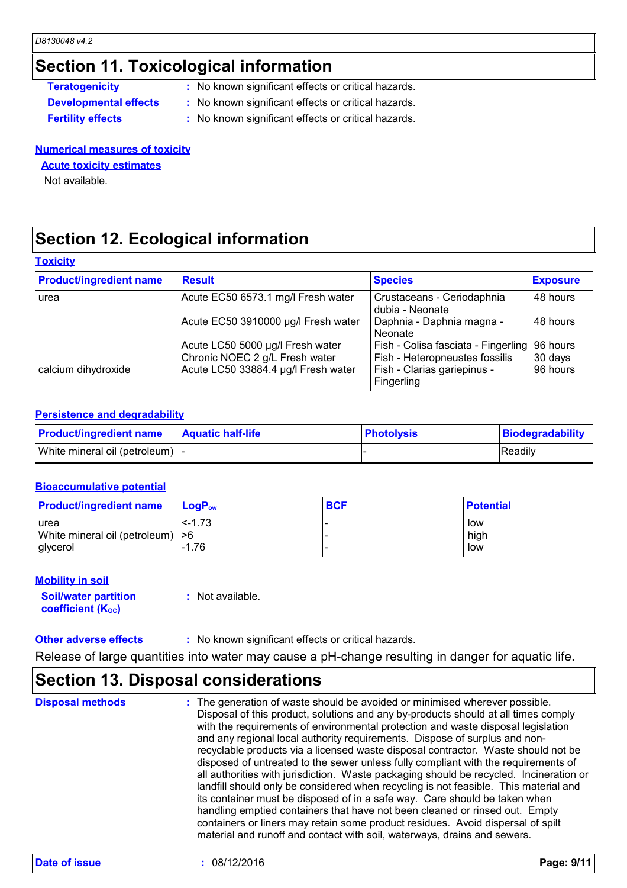## Section 11. Toxicological information

**Teratogenicity** : No known significant effects or critical hazards.

**Developmental effects** : No known significant effects or critical hazards.

**Fertility effects** : No known significant effects or critical hazards.

### Numerical measures of toxicity

#### Acute toxicity estimates

Not available.

## Section 12. Ecological information

### Toxicity

| Product/ingredient name | Result | Species | Exposure |
|---|---|---|---|
| urea | Acute EC50 6573.1 mg/l Fresh water | Crustaceans - Ceriodaphnia dubia - Neonate | 48 hours |
| | Acute EC50 3910000 µg/l Fresh water | Daphnia - Daphnia magna - Neonate | 48 hours |
| | Acute LC50 5000 µg/l Fresh water | Fish - Colisa fasciata - Fingerling | 96 hours |
| | Chronic NOEC 2 g/L Fresh water | Fish - Heteropneustes fossilis | 30 days |
| calcium dihydroxide | Acute LC50 33884.4 µg/l Fresh water | Fish - Clarias gariepinus - Fingerling | 96 hours |

### Persistence and degradability

| Product/ingredient name | Aquatic half-life | Photolysis | Biodegradability |
|---|---|---|---|
| White mineral oil (petroleum) | - | - | Readily |

### Bioaccumulative potential

| Product/ingredient name | $LogP_{ow}$ | BCF | Potential |
|---|---|---|---|
| urea | <-1.73 | - | low |
| White mineral oil (petroleum) | >6 | - | high |
| glycerol | -1.76 | - | low |

### Mobility in soil

**Soil/water partition coefficient ($K_{OC}$)** : Not available.

**Other adverse effects** : No known significant effects or critical hazards.

Release of large quantities into water may cause a pH-change resulting in danger for aquatic life.

## Section 13. Disposal considerations

**Disposal methods** : The generation of waste should be avoided or minimised wherever possible. Disposal of this product, solutions and any by-products should at all times comply with the requirements of environmental protection and waste disposal legislation and any regional local authority requirements. Dispose of surplus and non-recyclable products via a licensed waste disposal contractor. Waste should not be disposed of untreated to the sewer unless fully compliant with the requirements of all authorities with jurisdiction. Waste packaging should be recycled. Incineration or landfill should only be considered when recycling is not feasible. This material and its container must be disposed of in a safe way. Care should be taken when handling emptied containers that have not been cleaned or rinsed out. Empty containers or liners may retain some product residues. Avoid dispersal of spilt material and runoff and contact with soil, waterways, drains and sewers.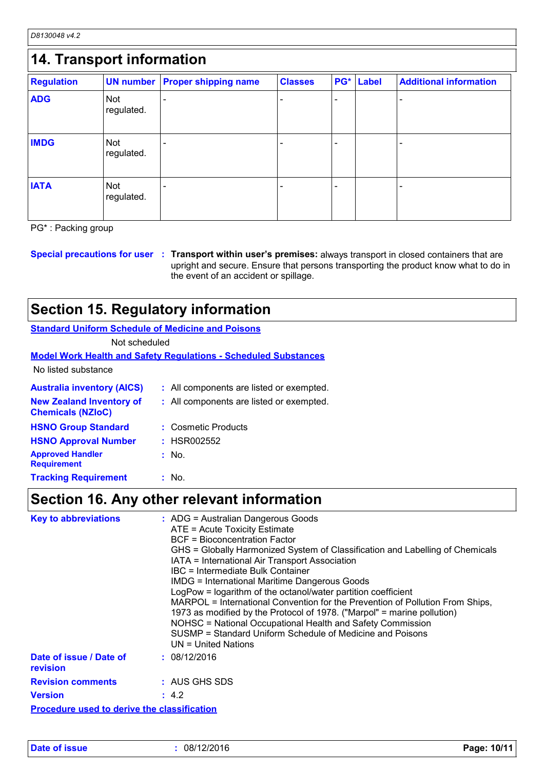## 14. Transport information

| Regulation | UN number | Proper shipping name | Classes | PG* | Label | Additional information |
|---|---|---|---|---|---|---|
| **ADG** | Not regulated. | - | - | - | | - |
| **IMDG** | Not regulated. | - | - | - | | - |
| **IATA** | Not regulated. | - | - | - | | - |

PG* : Packing group

**Special precautions for user** : **Transport within user's premises:** always transport in closed containers that are upright and secure. Ensure that persons transporting the product know what to do in the event of an accident or spillage.

## Section 15. Regulatory information

**Standard Uniform Schedule of Medicine and Poisons**

Not scheduled

**Model Work Health and Safety Regulations - Scheduled Substances**

No listed substance

**Australia inventory (AICS)** : All components are listed or exempted.

**New Zealand Inventory of Chemicals (NZIoC)** : All components are listed or exempted.

**HSNO Group Standard** : Cosmetic Products

**HSNO Approval Number** : HSR002552

**Approved Handler Requirement** : No.

**Tracking Requirement** : No.

## Section 16. Any other relevant information

**Key to abbreviations** :
ADG = Australian Dangerous Goods
ATE = Acute Toxicity Estimate
BCF = Bioconcentration Factor
GHS = Globally Harmonized System of Classification and Labelling of Chemicals
IATA = International Air Transport Association
IBC = Intermediate Bulk Container
IMDG = International Maritime Dangerous Goods
LogPow = logarithm of the octanol/water partition coefficient
MARPOL = International Convention for the Prevention of Pollution From Ships, 1973 as modified by the Protocol of 1978. ("Marpol" = marine pollution)
NOHSC = National Occupational Health and Safety Commission
SUSMP = Standard Uniform Schedule of Medicine and Poisons
UN = United Nations

**Date of issue / Date of revision** : 08/12/2016

**Revision comments** : AUS GHS SDS

**Version** : 4.2

**Procedure used to derive the classification**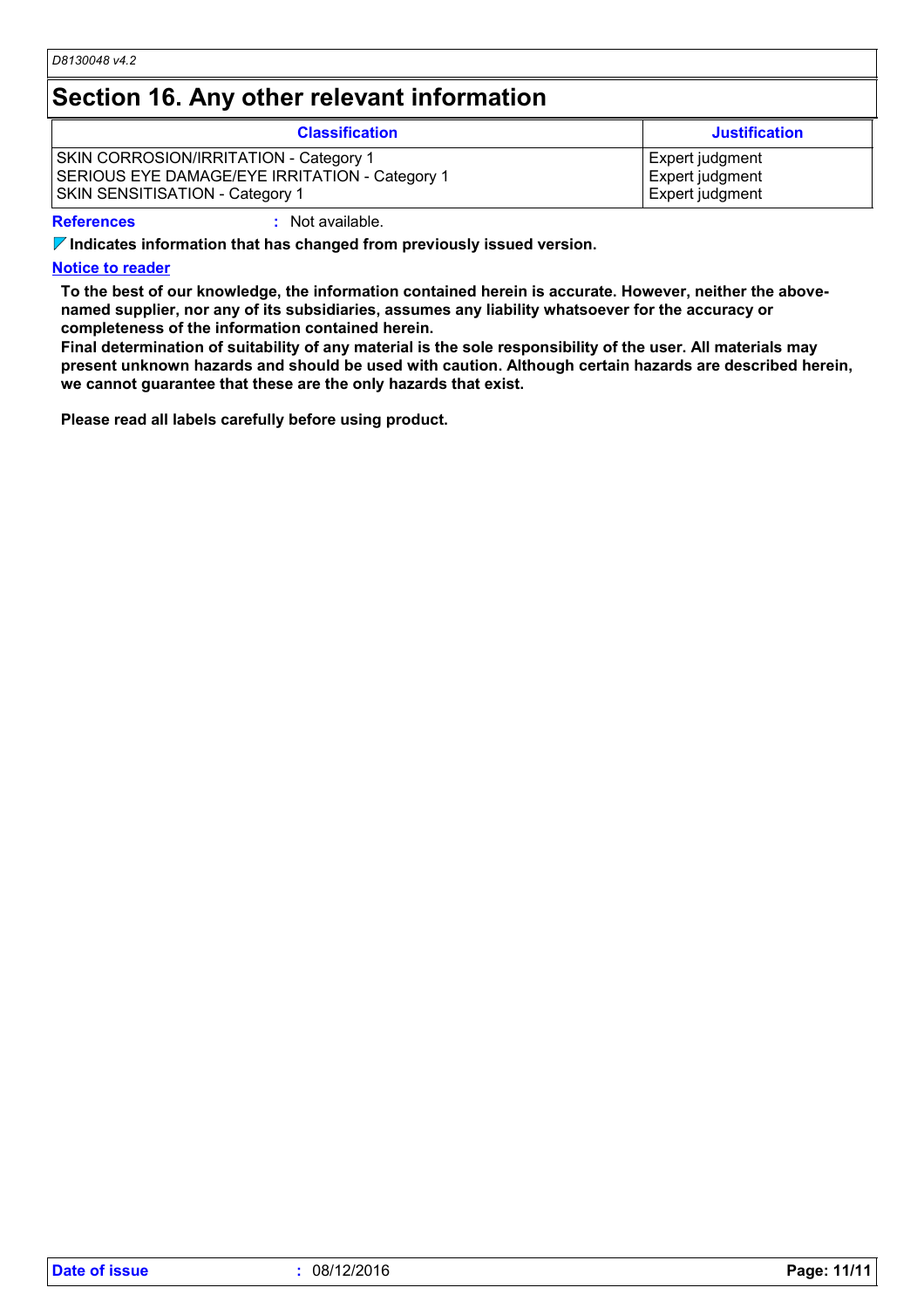## Section 16. Any other relevant information

| Classification | Justification |
|---|---|
| SKIN CORROSION/IRRITATION - Category 1 | Expert judgment |
| SERIOUS EYE DAMAGE/EYE IRRITATION - Category 1 | Expert judgment |
| SKIN SENSITISATION - Category 1 | Expert judgment |

**References** : Not available.

**Indicates information that has changed from previously issued version.**

**Notice to reader**

**To the best of our knowledge, the information contained herein is accurate. However, neither the above-named supplier, nor any of its subsidiaries, assumes any liability whatsoever for the accuracy or completeness of the information contained herein.**

**Final determination of suitability of any material is the sole responsibility of the user. All materials may present unknown hazards and should be used with caution. Although certain hazards are described herein, we cannot guarantee that these are the only hazards that exist.**

**Please read all labels carefully before using product.**

**Date of issue** : 08/12/2016